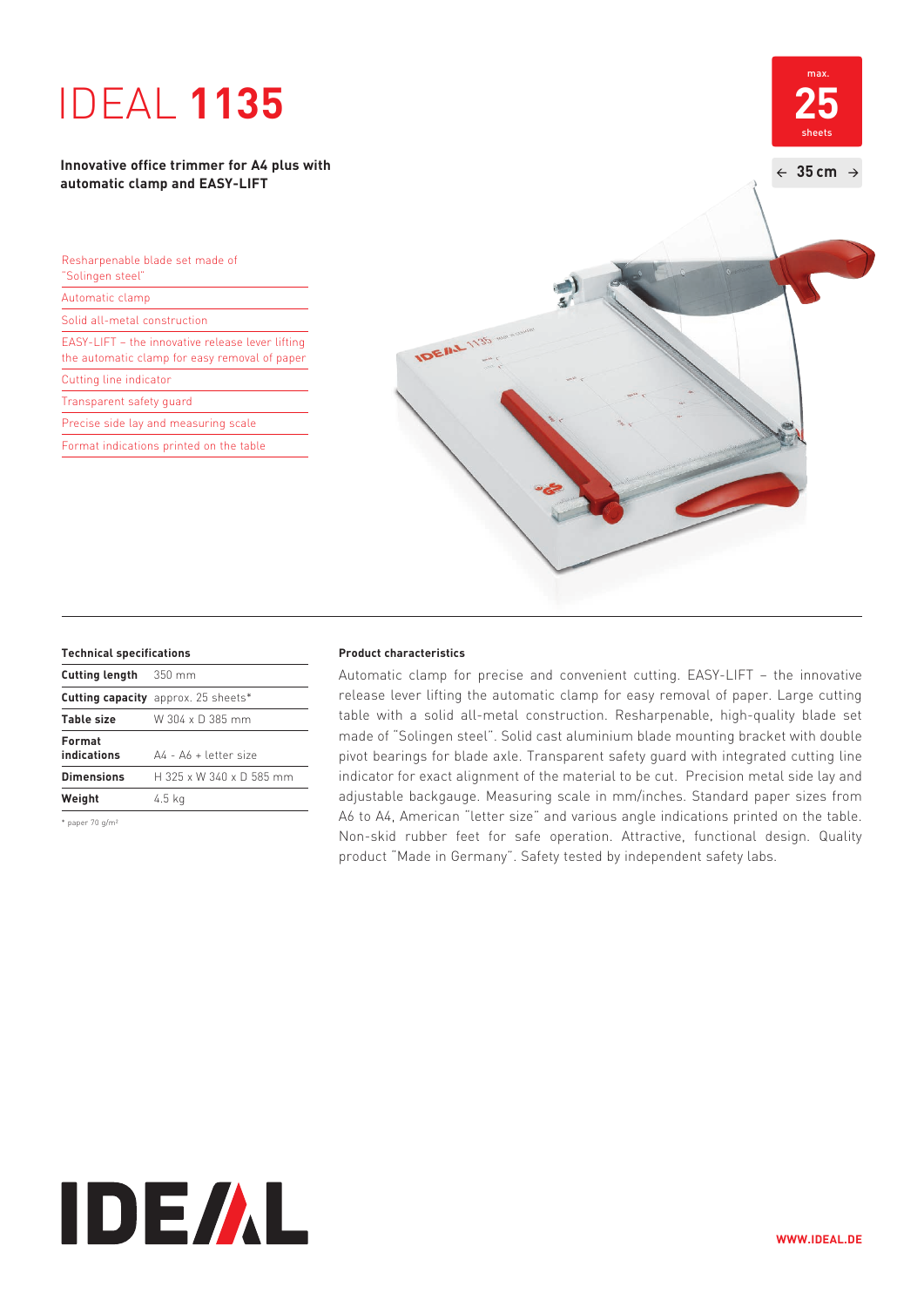# IDEAL **1135**

max. **25** sheets

← **35 cm** →

**Innovative office trimmer for A4 plus with automatic clamp and EASY-LIFT**

- Resharpenable blade set made of "Solingen steel"
- Automatic clamp
- Solid all-metal construction
- EASY-LIFT – the innovative release lever lifting the automatic clamp for easy removal of paper
- Cutting line indicator
- Transparent safety guard
- Precise side lay and measuring scale
- Format indications printed on the table

### Technical specifications

| | |
|---|---|
| **Cutting length** | 350 mm |
| **Cutting capacity** | approx. 25 sheets* |
| **Table size** | W 304 x D 385 mm |
| **Format indications** | A4 - A6 + letter size |
| **Dimensions** | H 325 x W 340 x D 585 mm |
| **Weight** | 4.5 kg |

* paper 70 g/m²

### Product characteristics

Automatic clamp for precise and convenient cutting. EASY-LIFT – the innovative release lever lifting the automatic clamp for easy removal of paper. Large cutting table with a solid all-metal construction. Resharpenable, high-quality blade set made of "Solingen steel". Solid cast aluminium blade mounting bracket with double pivot bearings for blade axle. Transparent safety guard with integrated cutting line indicator for exact alignment of the material to be cut. Precision metal side lay and adjustable backgauge. Measuring scale in mm/inches. Standard paper sizes from A6 to A4, American "letter size" and various angle indications printed on the table. Non-skid rubber feet for safe operation. Attractive, functional design. Quality product "Made in Germany". Safety tested by independent safety labs.

**IDEAL**

**WWW.IDEAL.DE**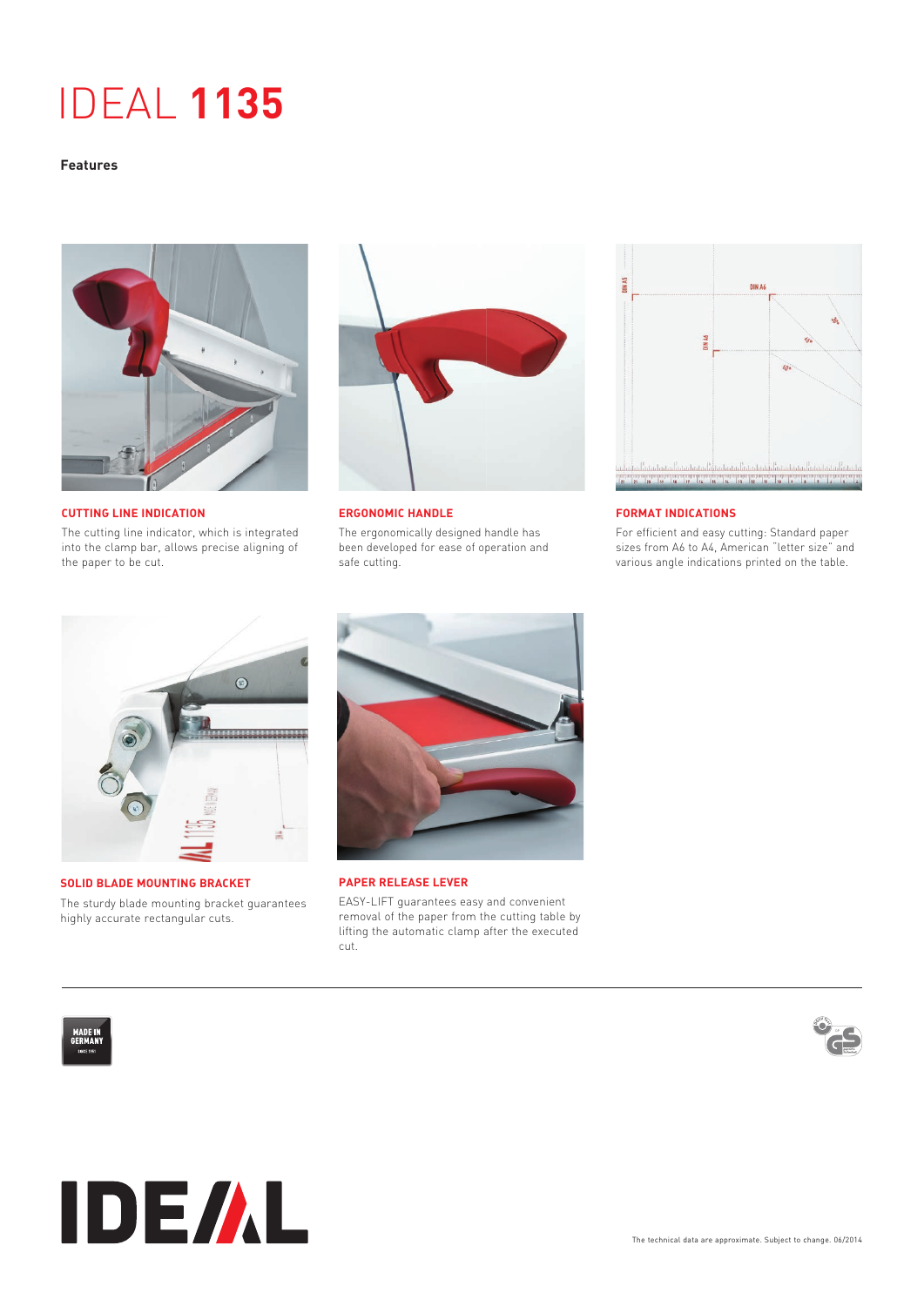# IDEAL **1135**

**Features**

### CUTTING LINE INDICATION

The cutting line indicator, which is integrated into the clamp bar, allows precise aligning of the paper to be cut.

### ERGONOMIC HANDLE

The ergonomically designed handle has been developed for ease of operation and safe cutting.

### FORMAT INDICATIONS

For efficient and easy cutting: Standard paper sizes from A6 to A4, American "letter size" and various angle indications printed on the table.

### SOLID BLADE MOUNTING BRACKET

The sturdy blade mounting bracket guarantees highly accurate rectangular cuts.

### PAPER RELEASE LEVER

EASY-LIFT guarantees easy and convenient removal of the paper from the cutting table by lifting the automatic clamp after the executed cut.

MADE IN GERMANY

The technical data are approximate. Subject to change. 06/2014